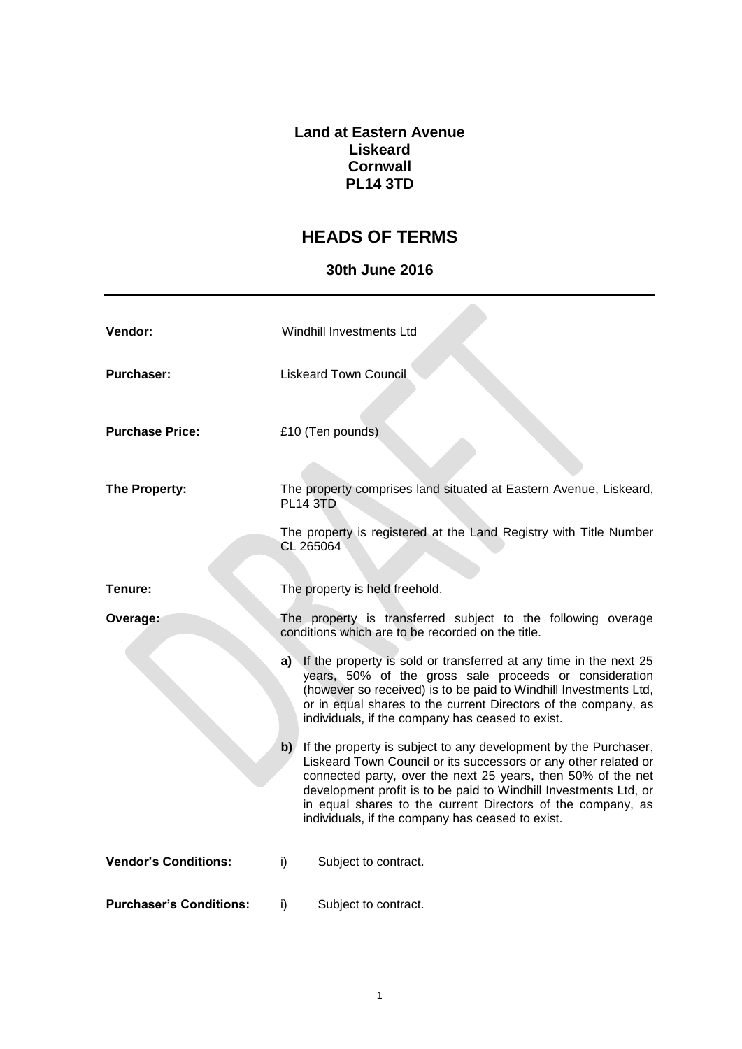**Land at Eastern Avenue**
**Liskeard**
**Cornwall**
**PL14 3TD**

# HEADS OF TERMS

## 30th June 2016

---

**Vendor:** Windhill Investments Ltd

**Purchaser:** Liskeard Town Council

**Purchase Price:** £10 (Ten pounds)

**The Property:** The property comprises land situated at Eastern Avenue, Liskeard, PL14 3TD

The property is registered at the Land Registry with Title Number CL 265064

**Tenure:** The property is held freehold.

**Overage:** The property is transferred subject to the following overage conditions which are to be recorded on the title.

**a)** If the property is sold or transferred at any time in the next 25 years, 50% of the gross sale proceeds or consideration (however so received) is to be paid to Windhill Investments Ltd, or in equal shares to the current Directors of the company, as individuals, if the company has ceased to exist.

**b)** If the property is subject to any development by the Purchaser, Liskeard Town Council or its successors or any other related or connected party, over the next 25 years, then 50% of the net development profit is to be paid to Windhill Investments Ltd, or in equal shares to the current Directors of the company, as individuals, if the company has ceased to exist.

**Vendor's Conditions:** i) Subject to contract.

**Purchaser's Conditions:** i) Subject to contract.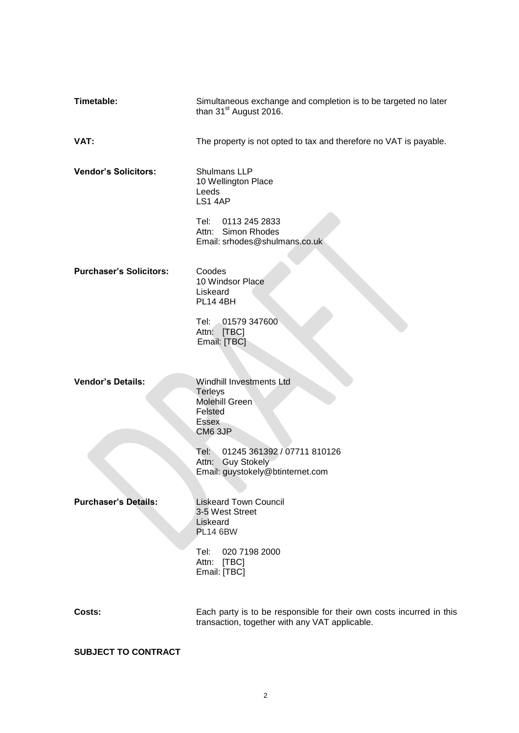| | |
|---|---|
| **Timetable:** | Simultaneous exchange and completion is to be targeted no later than 31st August 2016. |
| **VAT:** | The property is not opted to tax and therefore no VAT is payable. |
| **Vendor's Solicitors:** | Shulmans LLP<br>10 Wellington Place<br>Leeds<br>LS1 4AP<br><br>Tel: 0113 245 2833<br>Attn: Simon Rhodes<br>Email: srhodes@shulmans.co.uk |
| **Purchaser's Solicitors:** | Coodes<br>10 Windsor Place<br>Liskeard<br>PL14 4BH<br><br>Tel: 01579 347600<br>Attn: [TBC]<br>Email: [TBC] |
| **Vendor's Details:** | Windhill Investments Ltd<br>Terleys<br>Molehill Green<br>Felsted<br>Essex<br>CM6 3JP<br><br>Tel: 01245 361392 / 07711 810126<br>Attn: Guy Stokely<br>Email: guystokely@btinternet.com |
| **Purchaser's Details:** | Liskeard Town Council<br>3-5 West Street<br>Liskeard<br>PL14 6BW<br><br>Tel: 020 7198 2000<br>Attn: [TBC]<br>Email: [TBC] |
| **Costs:** | Each party is to be responsible for their own costs incurred in this transaction, together with any VAT applicable. |

**SUBJECT TO CONTRACT**